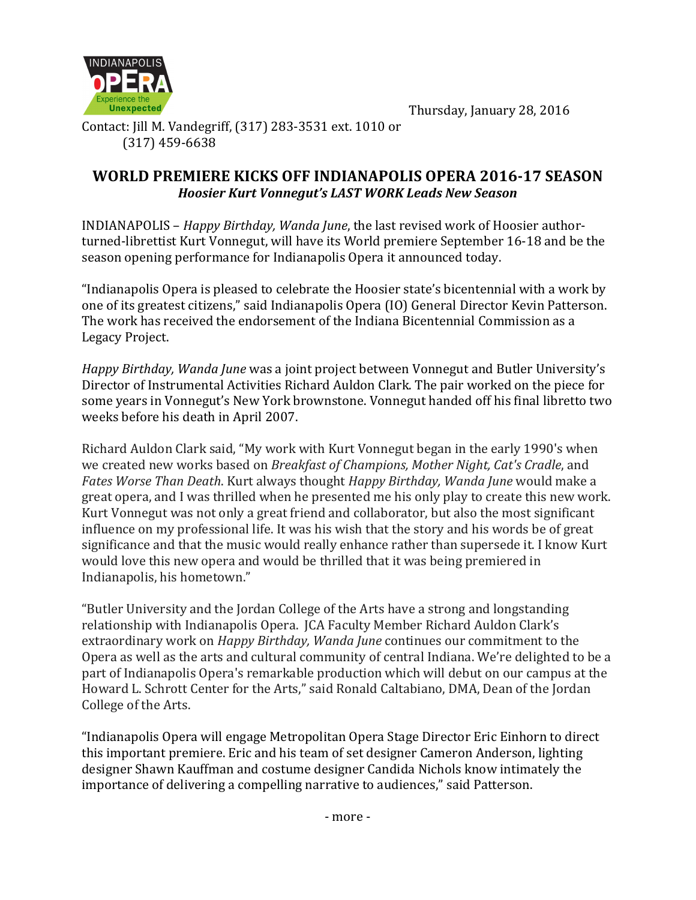Thursday, January 28, 2016

Contact: Jill M. Vandegriff, (317) 283-3531 ext. 1010 or (317) 459-6638

## WORLD PREMIERE KICKS OFF INDIANAPOLIS OPERA 2016-17 SEASON

***Hoosier Kurt Vonnegut's LAST WORK Leads New Season***

INDIANAPOLIS – *Happy Birthday, Wanda June*, the last revised work of Hoosier author-turned-librettist Kurt Vonnegut, will have its World premiere September 16-18 and be the season opening performance for Indianapolis Opera it announced today.

"Indianapolis Opera is pleased to celebrate the Hoosier state's bicentennial with a work by one of its greatest citizens," said Indianapolis Opera (IO) General Director Kevin Patterson. The work has received the endorsement of the Indiana Bicentennial Commission as a Legacy Project.

*Happy Birthday, Wanda June* was a joint project between Vonnegut and Butler University's Director of Instrumental Activities Richard Auldon Clark. The pair worked on the piece for some years in Vonnegut's New York brownstone. Vonnegut handed off his final libretto two weeks before his death in April 2007.

Richard Auldon Clark said, "My work with Kurt Vonnegut began in the early 1990's when we created new works based on *Breakfast of Champions, Mother Night, Cat's Cradle*, and *Fates Worse Than Death*. Kurt always thought *Happy Birthday, Wanda June* would make a great opera, and I was thrilled when he presented me his only play to create this new work. Kurt Vonnegut was not only a great friend and collaborator, but also the most significant influence on my professional life. It was his wish that the story and his words be of great significance and that the music would really enhance rather than supersede it. I know Kurt would love this new opera and would be thrilled that it was being premiered in Indianapolis, his hometown."

"Butler University and the Jordan College of the Arts have a strong and longstanding relationship with Indianapolis Opera. JCA Faculty Member Richard Auldon Clark's extraordinary work on *Happy Birthday, Wanda June* continues our commitment to the Opera as well as the arts and cultural community of central Indiana. We're delighted to be a part of Indianapolis Opera's remarkable production which will debut on our campus at the Howard L. Schrott Center for the Arts," said Ronald Caltabiano, DMA, Dean of the Jordan College of the Arts.

"Indianapolis Opera will engage Metropolitan Opera Stage Director Eric Einhorn to direct this important premiere. Eric and his team of set designer Cameron Anderson, lighting designer Shawn Kauffman and costume designer Candida Nichols know intimately the importance of delivering a compelling narrative to audiences," said Patterson.

- more -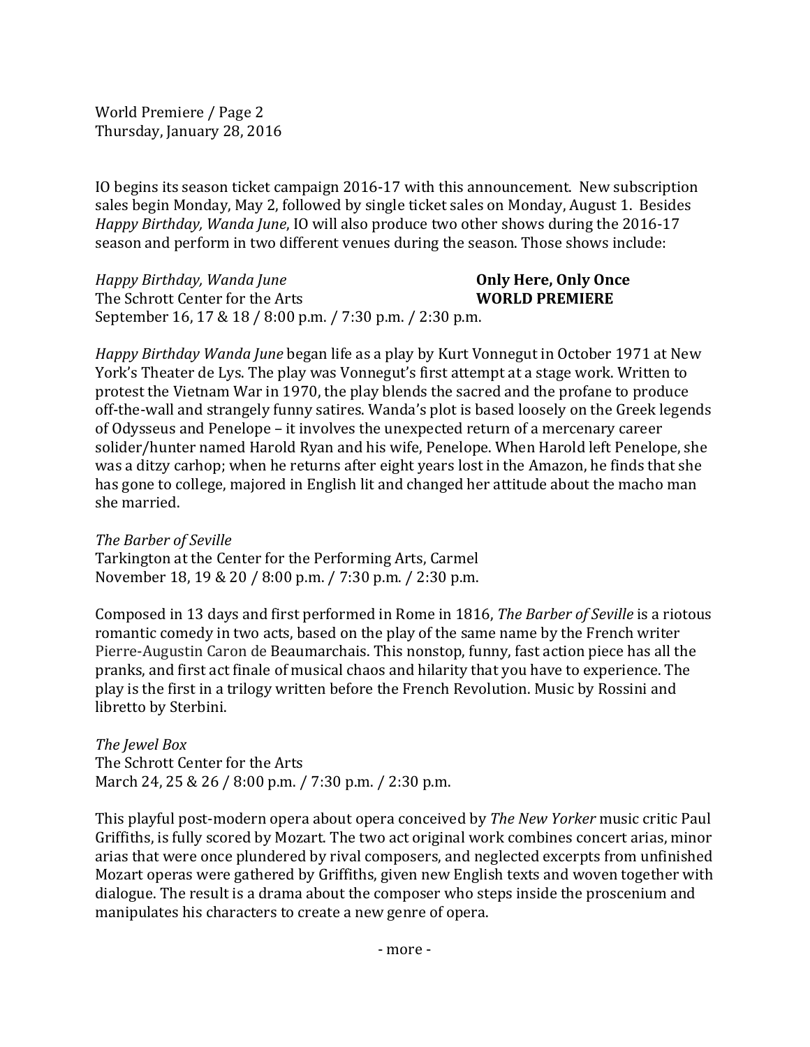World Premiere / Page 2
Thursday, January 28, 2016

IO begins its season ticket campaign 2016-17 with this announcement. New subscription sales begin Monday, May 2, followed by single ticket sales on Monday, August 1. Besides *Happy Birthday, Wanda June*, IO will also produce two other shows during the 2016-17 season and perform in two different venues during the season. Those shows include:

*Happy Birthday, Wanda June*
The Schrott Center for the Arts
September 16, 17 & 18 / 8:00 p.m. / 7:30 p.m. / 2:30 p.m.

**Only Here, Only Once**
**WORLD PREMIERE**

*Happy Birthday Wanda June* began life as a play by Kurt Vonnegut in October 1971 at New York's Theater de Lys. The play was Vonnegut's first attempt at a stage work. Written to protest the Vietnam War in 1970, the play blends the sacred and the profane to produce off-the-wall and strangely funny satires. Wanda's plot is based loosely on the Greek legends of Odysseus and Penelope – it involves the unexpected return of a mercenary career solider/hunter named Harold Ryan and his wife, Penelope. When Harold left Penelope, she was a ditzy carhop; when he returns after eight years lost in the Amazon, he finds that she has gone to college, majored in English lit and changed her attitude about the macho man she married.

*The Barber of Seville*
Tarkington at the Center for the Performing Arts, Carmel
November 18, 19 & 20 / 8:00 p.m. / 7:30 p.m. / 2:30 p.m.

Composed in 13 days and first performed in Rome in 1816, *The Barber of Seville* is a riotous romantic comedy in two acts, based on the play of the same name by the French writer Pierre-Augustin Caron de Beaumarchais. This nonstop, funny, fast action piece has all the pranks, and first act finale of musical chaos and hilarity that you have to experience. The play is the first in a trilogy written before the French Revolution. Music by Rossini and libretto by Sterbini.

*The Jewel Box*
The Schrott Center for the Arts
March 24, 25 & 26 / 8:00 p.m. / 7:30 p.m. / 2:30 p.m.

This playful post-modern opera about opera conceived by *The New Yorker* music critic Paul Griffiths, is fully scored by Mozart. The two act original work combines concert arias, minor arias that were once plundered by rival composers, and neglected excerpts from unfinished Mozart operas were gathered by Griffiths, given new English texts and woven together with dialogue. The result is a drama about the composer who steps inside the proscenium and manipulates his characters to create a new genre of opera.

- more -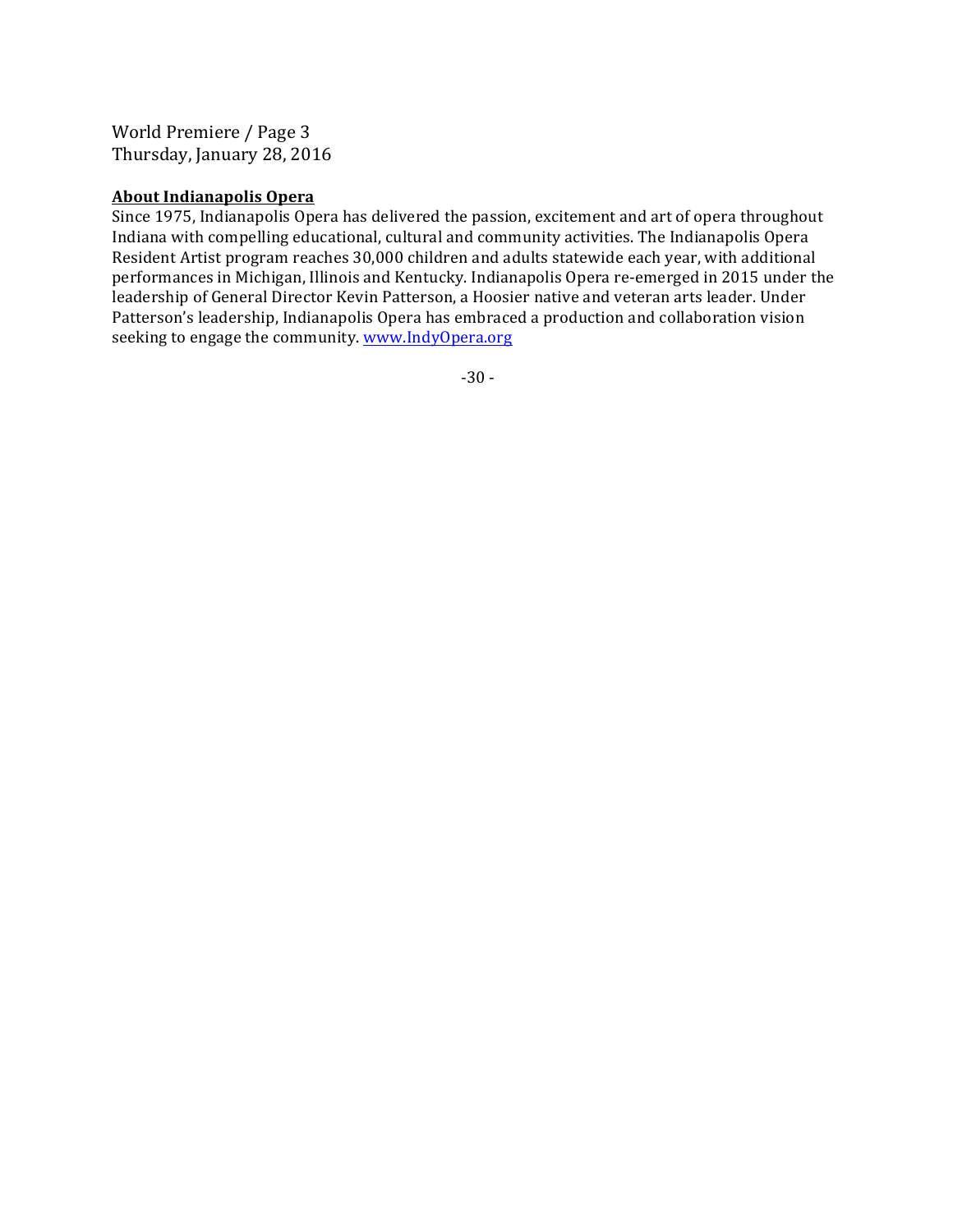## About Indianapolis Opera

Since 1975, Indianapolis Opera has delivered the passion, excitement and art of opera throughout Indiana with compelling educational, cultural and community activities. The Indianapolis Opera Resident Artist program reaches 30,000 children and adults statewide each year, with additional performances in Michigan, Illinois and Kentucky. Indianapolis Opera re-emerged in 2015 under the leadership of General Director Kevin Patterson, a Hoosier native and veteran arts leader. Under Patterson's leadership, Indianapolis Opera has embraced a production and collaboration vision seeking to engage the community. www.IndyOpera.org

-30 -